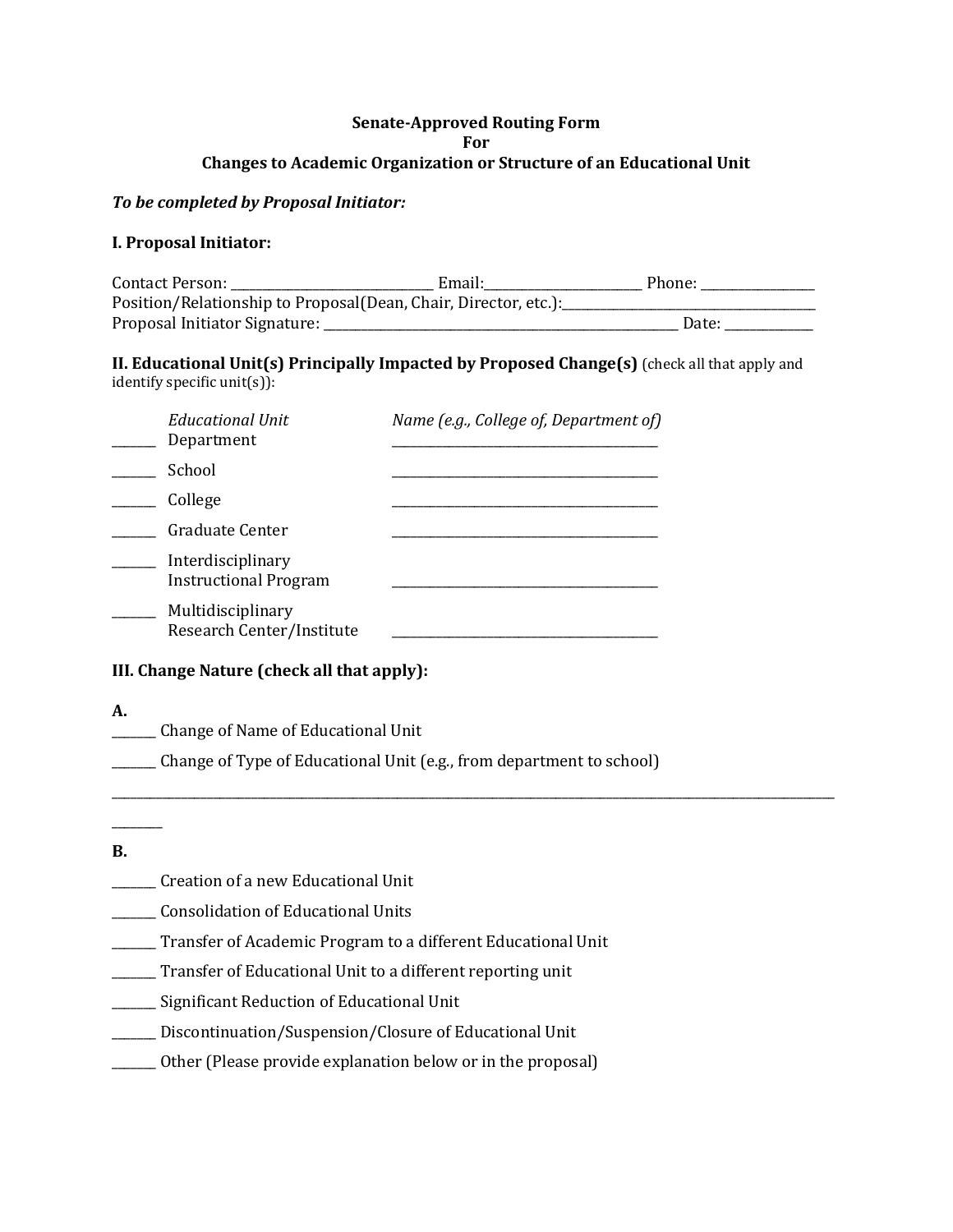**Senate-Approved Routing Form**
**For**
**Changes to Academic Organization or Structure of an Educational Unit**

***To be completed by Proposal Initiator:***

**I. Proposal Initiator:**

Contact Person: ______________________________ Email:________________________ Phone: _________________
Position/Relationship to Proposal(Dean, Chair, Director, etc.):_____________________________________
Proposal Initiator Signature: ______________________________________________________ Date: ______________

**II. Educational Unit(s) Principally Impacted by Proposed Change(s)** (check all that apply and identify specific unit(s)):

| | *Educational Unit* | *Name (e.g., College of, Department of)* |
|---|---|---|
| _______ | Department | ________________________________________ |
| _______ | School | ________________________________________ |
| _______ | College | ________________________________________ |
| _______ | Graduate Center | ________________________________________ |
| _______ | Interdisciplinary Instructional Program | ________________________________________ |
| _______ | Multidisciplinary Research Center/Institute | ________________________________________ |

**III. Change Nature (check all that apply):**

**A.**

_______ Change of Name of Educational Unit

_______ Change of Type of Educational Unit (e.g., from department to school)

______________________________________________________________________________________________________________

________

**B.**

_______ Creation of a new Educational Unit

_______ Consolidation of Educational Units

_______ Transfer of Academic Program to a different Educational Unit

_______ Transfer of Educational Unit to a different reporting unit

_______ Significant Reduction of Educational Unit

_______ Discontinuation/Suspension/Closure of Educational Unit

_______ Other (Please provide explanation below or in the proposal)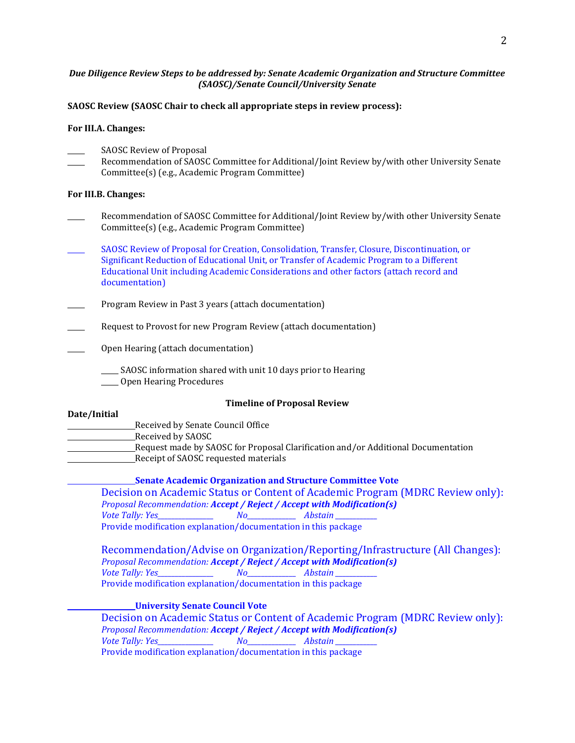***Due Diligence Review Steps to be addressed by: Senate Academic Organization and Structure Committee (SAOSC)/Senate Council/University Senate***

**SAOSC Review (SAOSC Chair to check all appropriate steps in review process):**

**For III.A. Changes:**

_____ SAOSC Review of Proposal

_____ Recommendation of SAOSC Committee for Additional/Joint Review by/with other University Senate Committee(s) (e.g., Academic Program Committee)

**For III.B. Changes:**

_____ Recommendation of SAOSC Committee for Additional/Joint Review by/with other University Senate Committee(s) (e.g., Academic Program Committee)

_____ SAOSC Review of Proposal for Creation, Consolidation, Transfer, Closure, Discontinuation, or Significant Reduction of Educational Unit, or Transfer of Academic Program to a Different Educational Unit including Academic Considerations and other factors (attach record and documentation)

_____ Program Review in Past 3 years (attach documentation)

_____ Request to Provost for new Program Review (attach documentation)

_____ Open Hearing (attach documentation)

- _____ SAOSC information shared with unit 10 days prior to Hearing
- _____ Open Hearing Procedures

**Timeline of Proposal Review**

**Date/Initial**

_______________ Received by Senate Council Office

_______________ Received by SAOSC

_______________ Request made by SAOSC for Proposal Clarification and/or Additional Documentation

_______________ Receipt of SAOSC requested materials

_______________ **Senate Academic Organization and Structure Committee Vote**

Decision on Academic Status or Content of Academic Program (MDRC Review only):

*Proposal Recommendation:* ***Accept / Reject / Accept with Modification(s)***

*Vote Tally: Yes*_____________ *No*___________ *Abstain* __________

Provide modification explanation/documentation in this package

Recommendation/Advise on Organization/Reporting/Infrastructure (All Changes):

*Proposal Recommendation:* ***Accept / Reject / Accept with Modification(s)***

*Vote Tally: Yes*_____________ *No*___________ *Abstain* __________

Provide modification explanation/documentation in this package

_______________ **University Senate Council Vote**

Decision on Academic Status or Content of Academic Program (MDRC Review only):

*Proposal Recommendation:* ***Accept / Reject / Accept with Modification(s)***

*Vote Tally: Yes*_____________ *No*___________ *Abstain* __________

Provide modification explanation/documentation in this package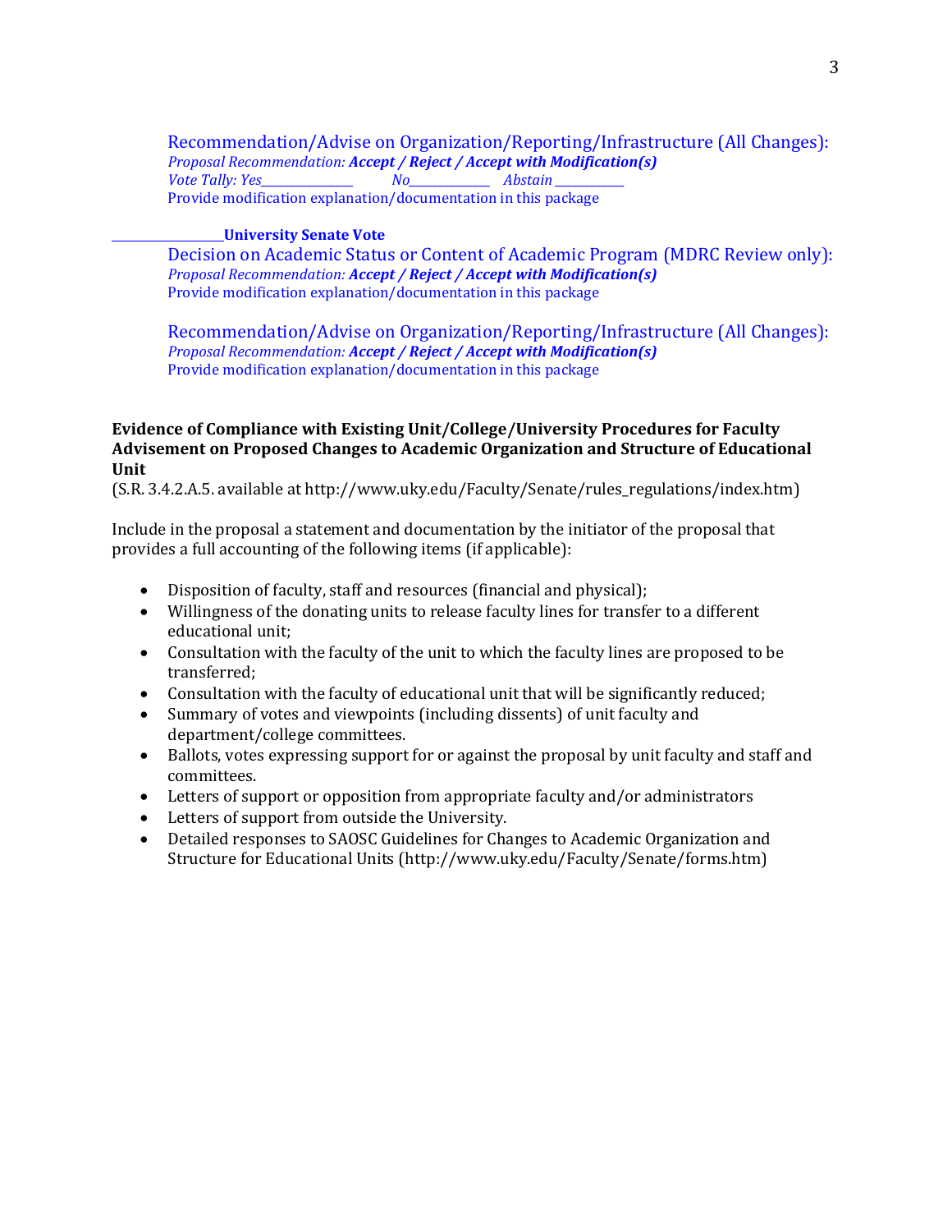Recommendation/Advise on Organization/Reporting/Infrastructure (All Changes):
*Proposal Recommendation:* ***Accept / Reject / Accept with Modification(s)***
*Vote Tally: Yes______________ No____________ Abstain ___________*
Provide modification explanation/documentation in this package

________________**University Senate Vote**

Decision on Academic Status or Content of Academic Program (MDRC Review only):
*Proposal Recommendation:* ***Accept / Reject / Accept with Modification(s)***
Provide modification explanation/documentation in this package

Recommendation/Advise on Organization/Reporting/Infrastructure (All Changes):
*Proposal Recommendation:* ***Accept / Reject / Accept with Modification(s)***
Provide modification explanation/documentation in this package

**Evidence of Compliance with Existing Unit/College/University Procedures for Faculty Advisement on Proposed Changes to Academic Organization and Structure of Educational Unit**
(S.R. 3.4.2.A.5. available at http://www.uky.edu/Faculty/Senate/rules_regulations/index.htm)

Include in the proposal a statement and documentation by the initiator of the proposal that provides a full accounting of the following items (if applicable):

- Disposition of faculty, staff and resources (financial and physical);
- Willingness of the donating units to release faculty lines for transfer to a different educational unit;
- Consultation with the faculty of the unit to which the faculty lines are proposed to be transferred;
- Consultation with the faculty of educational unit that will be significantly reduced;
- Summary of votes and viewpoints (including dissents) of unit faculty and department/college committees.
- Ballots, votes expressing support for or against the proposal by unit faculty and staff and committees.
- Letters of support or opposition from appropriate faculty and/or administrators
- Letters of support from outside the University.
- Detailed responses to SAOSC Guidelines for Changes to Academic Organization and Structure for Educational Units (http://www.uky.edu/Faculty/Senate/forms.htm)